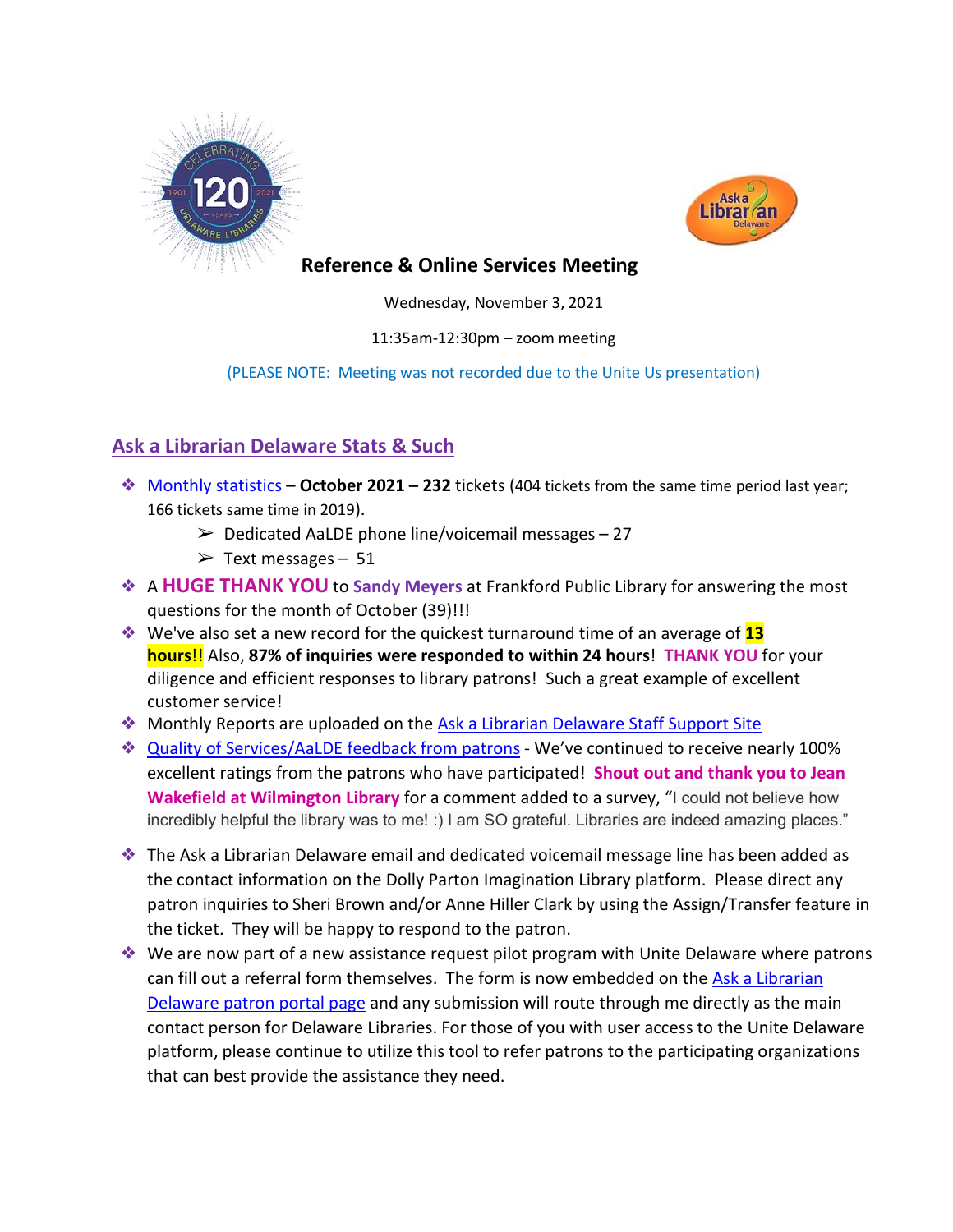# Reference & Online Services Meeting

Wednesday, November 3, 2021

11:35am-12:30pm – zoom meeting

(PLEASE NOTE: Meeting was not recorded due to the Unite Us presentation)

## Ask a Librarian Delaware Stats & Such

- Monthly statistics – **October 2021 – 232** tickets (404 tickets from the same time period last year; 166 tickets same time in 2019).
  - Dedicated AaLDE phone line/voicemail messages – 27
  - Text messages – 51
- A **HUGE THANK YOU** to **Sandy Meyers** at Frankford Public Library for answering the most questions for the month of October (39)!!!
- We've also set a new record for the quickest turnaround time of an average of **13 hours**!! Also, **87% of inquiries were responded to within 24 hours**! **THANK YOU** for your diligence and efficient responses to library patrons! Such a great example of excellent customer service!
- Monthly Reports are uploaded on the Ask a Librarian Delaware Staff Support Site
- Quality of Services/AaLDE feedback from patrons - We've continued to receive nearly 100% excellent ratings from the patrons who have participated! **Shout out and thank you to Jean Wakefield at Wilmington Library** for a comment added to a survey, "I could not believe how incredibly helpful the library was to me! :) I am SO grateful. Libraries are indeed amazing places."
- The Ask a Librarian Delaware email and dedicated voicemail message line has been added as the contact information on the Dolly Parton Imagination Library platform. Please direct any patron inquiries to Sheri Brown and/or Anne Hiller Clark by using the Assign/Transfer feature in the ticket. They will be happy to respond to the patron.
- We are now part of a new assistance request pilot program with Unite Delaware where patrons can fill out a referral form themselves. The form is now embedded on the Ask a Librarian Delaware patron portal page and any submission will route through me directly as the main contact person for Delaware Libraries. For those of you with user access to the Unite Delaware platform, please continue to utilize this tool to refer patrons to the participating organizations that can best provide the assistance they need.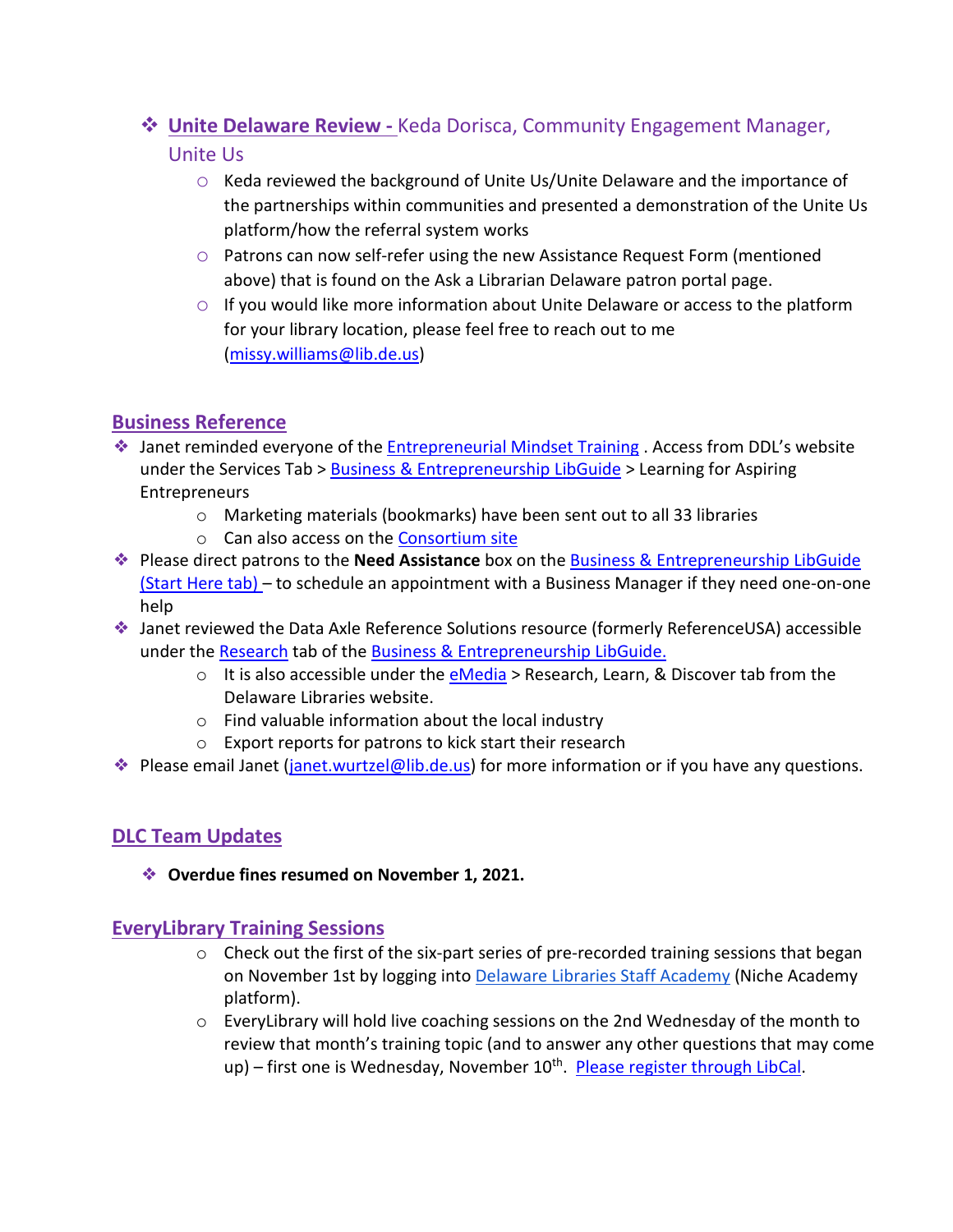- **Unite Delaware Review -** Keda Dorisca, Community Engagement Manager, Unite Us
  - Keda reviewed the background of Unite Us/Unite Delaware and the importance of the partnerships within communities and presented a demonstration of the Unite Us platform/how the referral system works
  - Patrons can now self-refer using the new Assistance Request Form (mentioned above) that is found on the Ask a Librarian Delaware patron portal page.
  - If you would like more information about Unite Delaware or access to the platform for your library location, please feel free to reach out to me (missy.williams@lib.de.us)

## Business Reference

- Janet reminded everyone of the Entrepreneurial Mindset Training . Access from DDL's website under the Services Tab > Business & Entrepreneurship LibGuide > Learning for Aspiring Entrepreneurs
  - Marketing materials (bookmarks) have been sent out to all 33 libraries
  - Can also access on the Consortium site
- Please direct patrons to the **Need Assistance** box on the Business & Entrepreneurship LibGuide (Start Here tab) – to schedule an appointment with a Business Manager if they need one-on-one help
- Janet reviewed the Data Axle Reference Solutions resource (formerly ReferenceUSA) accessible under the Research tab of the Business & Entrepreneurship LibGuide.
  - It is also accessible under the eMedia > Research, Learn, & Discover tab from the Delaware Libraries website.
  - Find valuable information about the local industry
  - Export reports for patrons to kick start their research
- Please email Janet (janet.wurtzel@lib.de.us) for more information or if you have any questions.

## DLC Team Updates

- **Overdue fines resumed on November 1, 2021.**

## EveryLibrary Training Sessions

- Check out the first of the six-part series of pre-recorded training sessions that began on November 1st by logging into Delaware Libraries Staff Academy (Niche Academy platform).
- EveryLibrary will hold live coaching sessions on the 2nd Wednesday of the month to review that month's training topic (and to answer any other questions that may come up) – first one is Wednesday, November 10th. Please register through LibCal.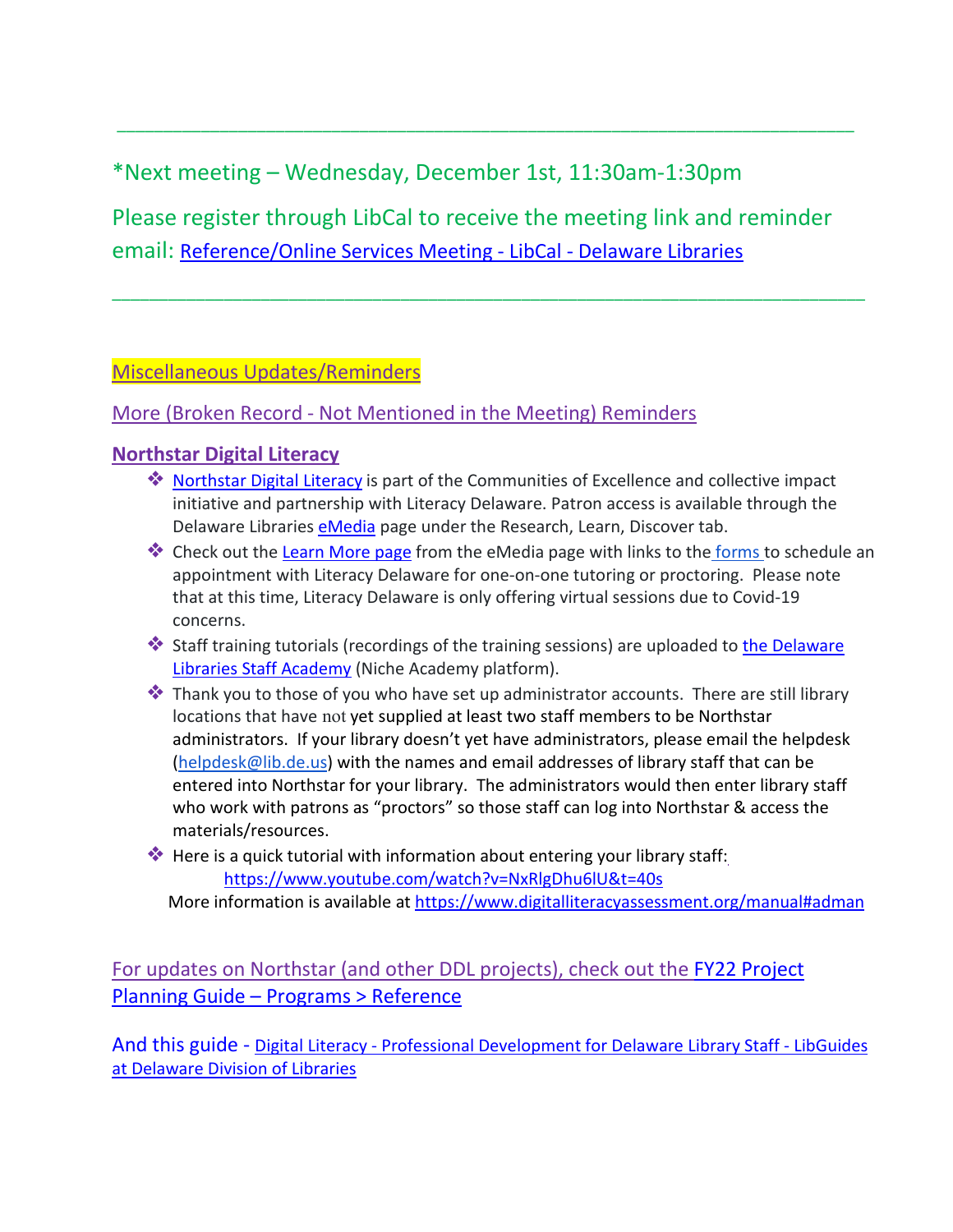---

*Next meeting – Wednesday, December 1st, 11:30am-1:30pm

Please register through LibCal to receive the meeting link and reminder email: [Reference/Online Services Meeting - LibCal - Delaware Libraries]()

---

## Miscellaneous Updates/Reminders

### More (Broken Record - Not Mentioned in the Meeting) Reminders

### **Northstar Digital Literacy**

- [Northstar Digital Literacy]() is part of the Communities of Excellence and collective impact initiative and partnership with Literacy Delaware. Patron access is available through the Delaware Libraries [eMedia]() page under the Research, Learn, Discover tab.
- Check out the [Learn More page]() from the eMedia page with links to the [forms]() to schedule an appointment with Literacy Delaware for one-on-one tutoring or proctoring. Please note that at this time, Literacy Delaware is only offering virtual sessions due to Covid-19 concerns.
- Staff training tutorials (recordings of the training sessions) are uploaded to [the Delaware Libraries Staff Academy]() (Niche Academy platform).
- Thank you to those of you who have set up administrator accounts. There are still library locations that have not yet supplied at least two staff members to be Northstar administrators. If your library doesn't yet have administrators, please email the helpdesk (helpdesk@lib.de.us) with the names and email addresses of library staff that can be entered into Northstar for your library. The administrators would then enter library staff who work with patrons as "proctors" so those staff can log into Northstar & access the materials/resources.
- Here is a quick tutorial with information about entering your library staff: https://www.youtube.com/watch?v=NxRlgDhu6lU&t=40s

  More information is available at https://www.digitalliteracyassessment.org/manual#adman

For updates on Northstar (and other DDL projects), check out the [FY22 Project Planning Guide – Programs > Reference]()

And this guide - [Digital Literacy - Professional Development for Delaware Library Staff - LibGuides at Delaware Division of Libraries]()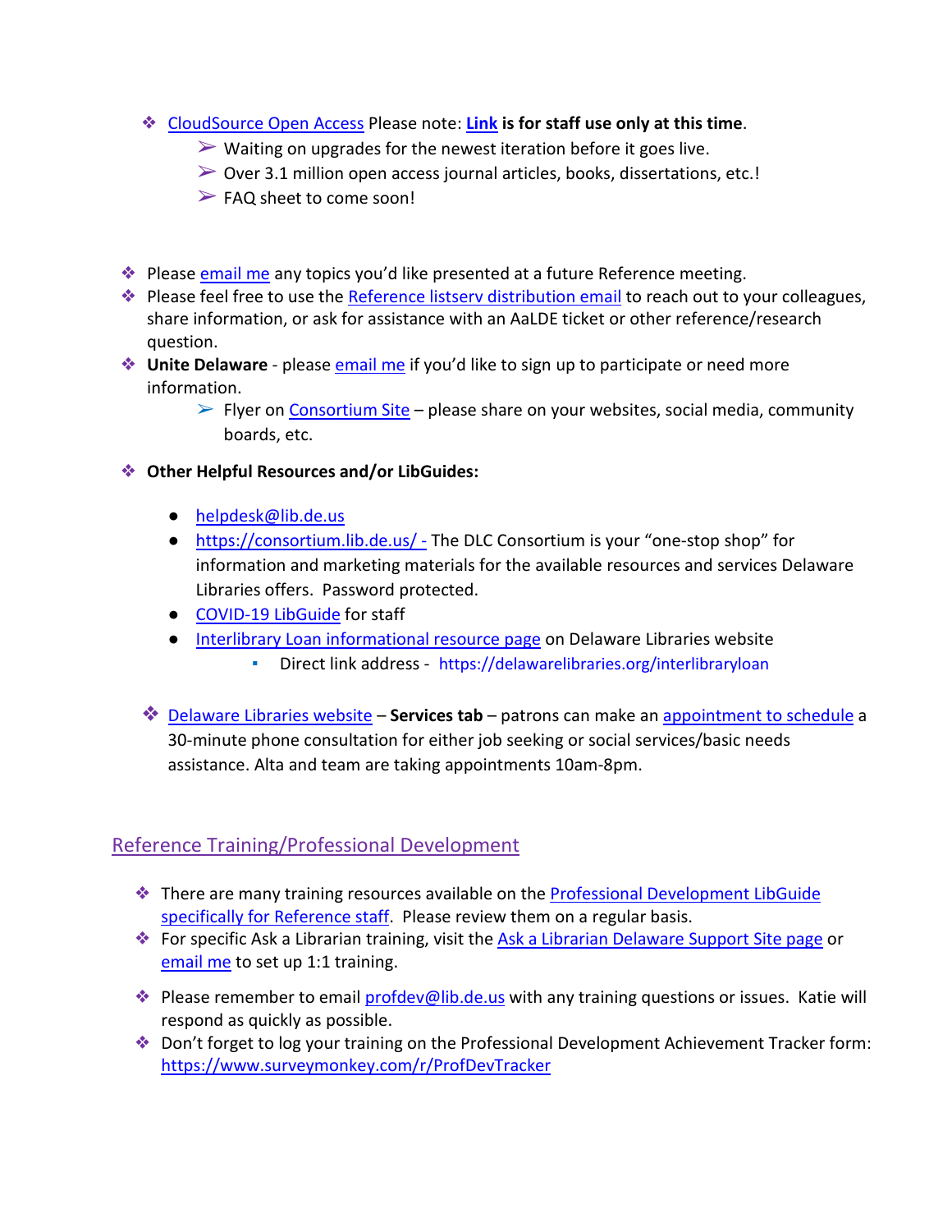- CloudSource Open Access Please note: **Link is for staff use only at this time**.
  - Waiting on upgrades for the newest iteration before it goes live.
  - Over 3.1 million open access journal articles, books, dissertations, etc.!
  - FAQ sheet to come soon!

- Please email me any topics you'd like presented at a future Reference meeting.
- Please feel free to use the Reference listserv distribution email to reach out to your colleagues, share information, or ask for assistance with an AaLDE ticket or other reference/research question.
- **Unite Delaware** - please email me if you'd like to sign up to participate or need more information.
  - Flyer on Consortium Site – please share on your websites, social media, community boards, etc.

- **Other Helpful Resources and/or LibGuides:**
  - helpdesk@lib.de.us
  - https://consortium.lib.de.us/ - The DLC Consortium is your "one-stop shop" for information and marketing materials for the available resources and services Delaware Libraries offers. Password protected.
  - COVID-19 LibGuide for staff
  - Interlibrary Loan informational resource page on Delaware Libraries website
    - Direct link address - https://delawarelibraries.org/interlibraryloan

- Delaware Libraries website – **Services tab** – patrons can make an appointment to schedule a 30-minute phone consultation for either job seeking or social services/basic needs assistance. Alta and team are taking appointments 10am-8pm.

## Reference Training/Professional Development

- There are many training resources available on the Professional Development LibGuide specifically for Reference staff. Please review them on a regular basis.
- For specific Ask a Librarian training, visit the Ask a Librarian Delaware Support Site page or email me to set up 1:1 training.
- Please remember to email profdev@lib.de.us with any training questions or issues. Katie will respond as quickly as possible.
- Don't forget to log your training on the Professional Development Achievement Tracker form: https://www.surveymonkey.com/r/ProfDevTracker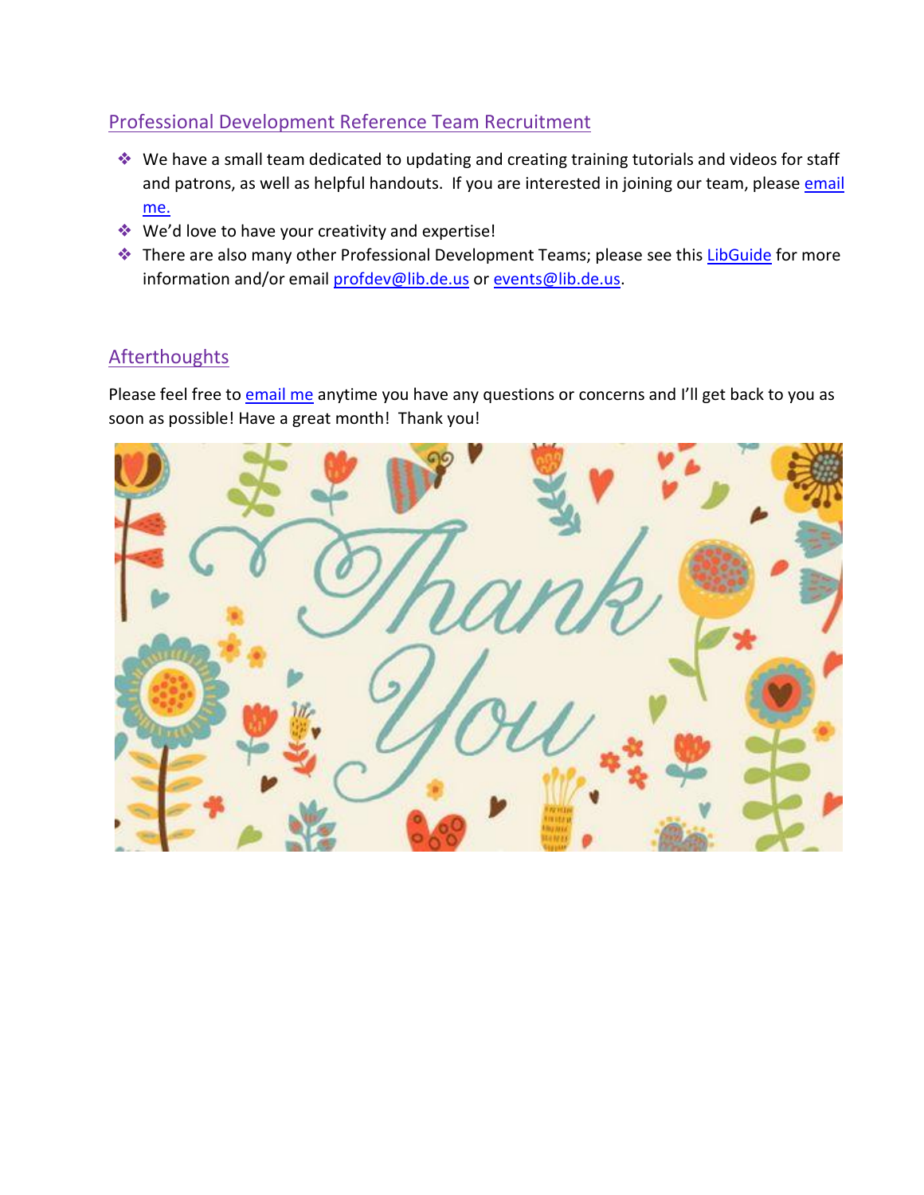## Professional Development Reference Team Recruitment

- We have a small team dedicated to updating and creating training tutorials and videos for staff and patrons, as well as helpful handouts. If you are interested in joining our team, please email me.
- We'd love to have your creativity and expertise!
- There are also many other Professional Development Teams; please see this LibGuide for more information and/or email profdev@lib.de.us or events@lib.de.us.

## Afterthoughts

Please feel free to email me anytime you have any questions or concerns and I'll get back to you as soon as possible! Have a great month! Thank you!